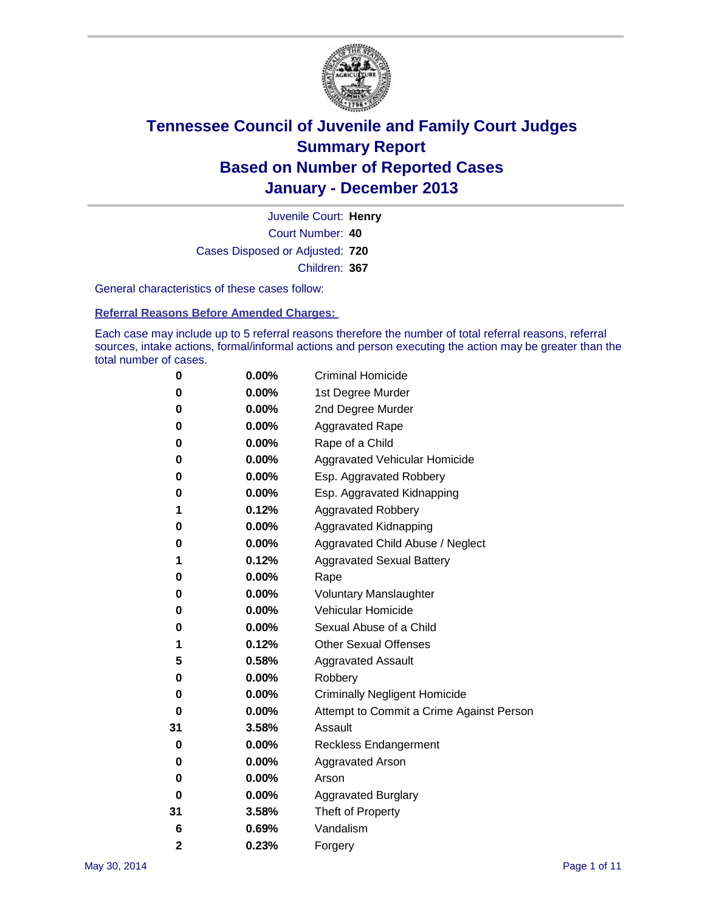# Tennessee Council of Juvenile and Family Court Judges
## Summary Report
## Based on Number of Reported Cases
## January - December 2013

Juvenile Court: **Henry**
Court Number: **40**
Cases Disposed or Adjusted: **720**
Children: **367**

General characteristics of these cases follow:

### Referral Reasons Before Amended Charges:

Each case may include up to 5 referral reasons therefore the number of total referral reasons, referral sources, intake actions, formal/informal actions and person executing the action may be greater than the total number of cases.

| Count | Percent | Referral Reason |
|---|---|---|
| 0 | 0.00% | Criminal Homicide |
| 0 | 0.00% | 1st Degree Murder |
| 0 | 0.00% | 2nd Degree Murder |
| 0 | 0.00% | Aggravated Rape |
| 0 | 0.00% | Rape of a Child |
| 0 | 0.00% | Aggravated Vehicular Homicide |
| 0 | 0.00% | Esp. Aggravated Robbery |
| 0 | 0.00% | Esp. Aggravated Kidnapping |
| 1 | 0.12% | Aggravated Robbery |
| 0 | 0.00% | Aggravated Kidnapping |
| 0 | 0.00% | Aggravated Child Abuse / Neglect |
| 1 | 0.12% | Aggravated Sexual Battery |
| 0 | 0.00% | Rape |
| 0 | 0.00% | Voluntary Manslaughter |
| 0 | 0.00% | Vehicular Homicide |
| 0 | 0.00% | Sexual Abuse of a Child |
| 1 | 0.12% | Other Sexual Offenses |
| 5 | 0.58% | Aggravated Assault |
| 0 | 0.00% | Robbery |
| 0 | 0.00% | Criminally Negligent Homicide |
| 0 | 0.00% | Attempt to Commit a Crime Against Person |
| 31 | 3.58% | Assault |
| 0 | 0.00% | Reckless Endangerment |
| 0 | 0.00% | Aggravated Arson |
| 0 | 0.00% | Arson |
| 0 | 0.00% | Aggravated Burglary |
| 31 | 3.58% | Theft of Property |
| 6 | 0.69% | Vandalism |
| 2 | 0.23% | Forgery |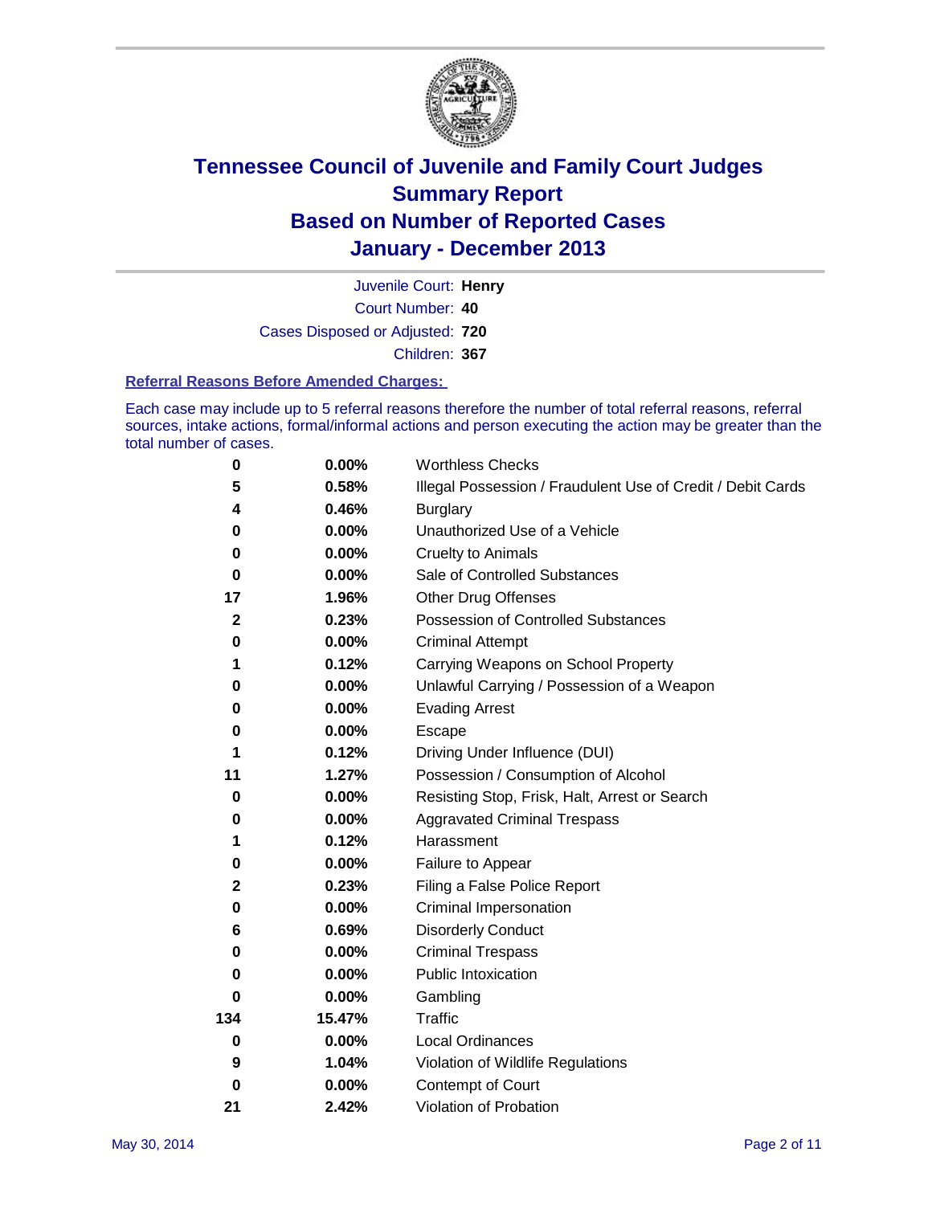# Tennessee Council of Juvenile and Family Court Judges
# Summary Report
# Based on Number of Reported Cases
# January - December 2013

Juvenile Court: **Henry**
Court Number: **40**
Cases Disposed or Adjusted: **720**
Children: **367**

### Referral Reasons Before Amended Charges:

Each case may include up to 5 referral reasons therefore the number of total referral reasons, referral sources, intake actions, formal/informal actions and person executing the action may be greater than the total number of cases.

| Count | Percent | Referral Reason |
|---|---|---|
| 0 | 0.00% | Worthless Checks |
| 5 | 0.58% | Illegal Possession / Fraudulent Use of Credit / Debit Cards |
| 4 | 0.46% | Burglary |
| 0 | 0.00% | Unauthorized Use of a Vehicle |
| 0 | 0.00% | Cruelty to Animals |
| 0 | 0.00% | Sale of Controlled Substances |
| 17 | 1.96% | Other Drug Offenses |
| 2 | 0.23% | Possession of Controlled Substances |
| 0 | 0.00% | Criminal Attempt |
| 1 | 0.12% | Carrying Weapons on School Property |
| 0 | 0.00% | Unlawful Carrying / Possession of a Weapon |
| 0 | 0.00% | Evading Arrest |
| 0 | 0.00% | Escape |
| 1 | 0.12% | Driving Under Influence (DUI) |
| 11 | 1.27% | Possession / Consumption of Alcohol |
| 0 | 0.00% | Resisting Stop, Frisk, Halt, Arrest or Search |
| 0 | 0.00% | Aggravated Criminal Trespass |
| 1 | 0.12% | Harassment |
| 0 | 0.00% | Failure to Appear |
| 2 | 0.23% | Filing a False Police Report |
| 0 | 0.00% | Criminal Impersonation |
| 6 | 0.69% | Disorderly Conduct |
| 0 | 0.00% | Criminal Trespass |
| 0 | 0.00% | Public Intoxication |
| 0 | 0.00% | Gambling |
| 134 | 15.47% | Traffic |
| 0 | 0.00% | Local Ordinances |
| 9 | 1.04% | Violation of Wildlife Regulations |
| 0 | 0.00% | Contempt of Court |
| 21 | 2.42% | Violation of Probation |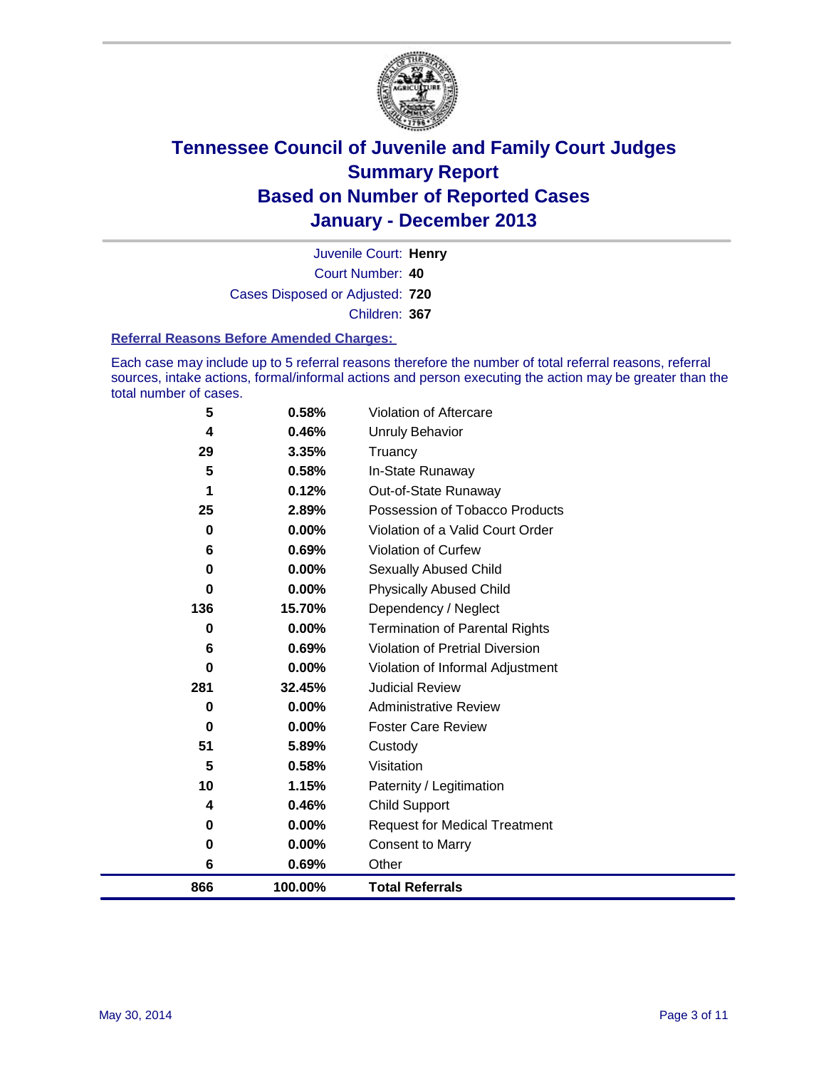# Tennessee Council of Juvenile and Family Court Judges
# Summary Report
# Based on Number of Reported Cases
# January - December 2013

Juvenile Court: **Henry**
Court Number: **40**
Cases Disposed or Adjusted: **720**
Children: **367**

### Referral Reasons Before Amended Charges:

Each case may include up to 5 referral reasons therefore the number of total referral reasons, referral sources, intake actions, formal/informal actions and person executing the action may be greater than the total number of cases.

| | | |
|---|---|---|
| 5 | 0.58% | Violation of Aftercare |
| 4 | 0.46% | Unruly Behavior |
| 29 | 3.35% | Truancy |
| 5 | 0.58% | In-State Runaway |
| 1 | 0.12% | Out-of-State Runaway |
| 25 | 2.89% | Possession of Tobacco Products |
| 0 | 0.00% | Violation of a Valid Court Order |
| 6 | 0.69% | Violation of Curfew |
| 0 | 0.00% | Sexually Abused Child |
| 0 | 0.00% | Physically Abused Child |
| 136 | 15.70% | Dependency / Neglect |
| 0 | 0.00% | Termination of Parental Rights |
| 6 | 0.69% | Violation of Pretrial Diversion |
| 0 | 0.00% | Violation of Informal Adjustment |
| 281 | 32.45% | Judicial Review |
| 0 | 0.00% | Administrative Review |
| 0 | 0.00% | Foster Care Review |
| 51 | 5.89% | Custody |
| 5 | 0.58% | Visitation |
| 10 | 1.15% | Paternity / Legitimation |
| 4 | 0.46% | Child Support |
| 0 | 0.00% | Request for Medical Treatment |
| 0 | 0.00% | Consent to Marry |
| 6 | 0.69% | Other |
| **866** | **100.00%** | **Total Referrals** |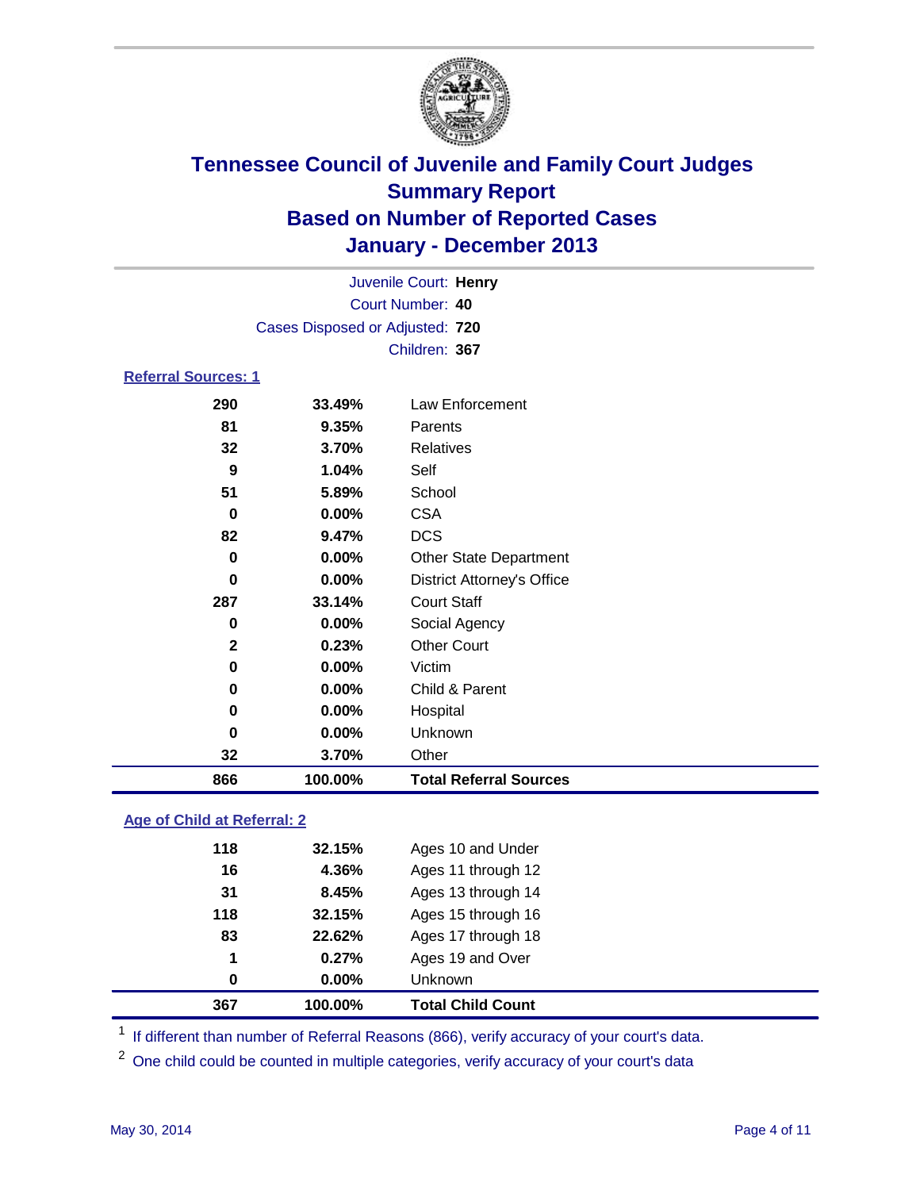# Tennessee Council of Juvenile and Family Court Judges
## Summary Report
## Based on Number of Reported Cases
## January - December 2013

Juvenile Court: **Henry**
Court Number: **40**
Cases Disposed or Adjusted: **720**
Children: **367**

### Referral Sources: 1

| | | |
|---|---|---|
| 290 | 33.49% | Law Enforcement |
| 81 | 9.35% | Parents |
| 32 | 3.70% | Relatives |
| 9 | 1.04% | Self |
| 51 | 5.89% | School |
| 0 | 0.00% | CSA |
| 82 | 9.47% | DCS |
| 0 | 0.00% | Other State Department |
| 0 | 0.00% | District Attorney's Office |
| 287 | 33.14% | Court Staff |
| 0 | 0.00% | Social Agency |
| 2 | 0.23% | Other Court |
| 0 | 0.00% | Victim |
| 0 | 0.00% | Child & Parent |
| 0 | 0.00% | Hospital |
| 0 | 0.00% | Unknown |
| 32 | 3.70% | Other |
| **866** | **100.00%** | **Total Referral Sources** |

### Age of Child at Referral: 2

| | | |
|---|---|---|
| 118 | 32.15% | Ages 10 and Under |
| 16 | 4.36% | Ages 11 through 12 |
| 31 | 8.45% | Ages 13 through 14 |
| 118 | 32.15% | Ages 15 through 16 |
| 83 | 22.62% | Ages 17 through 18 |
| 1 | 0.27% | Ages 19 and Over |
| 0 | 0.00% | Unknown |
| **367** | **100.00%** | **Total Child Count** |

[1] If different than number of Referral Reasons (866), verify accuracy of your court's data.

[2] One child could be counted in multiple categories, verify accuracy of your court's data

May 30, 2014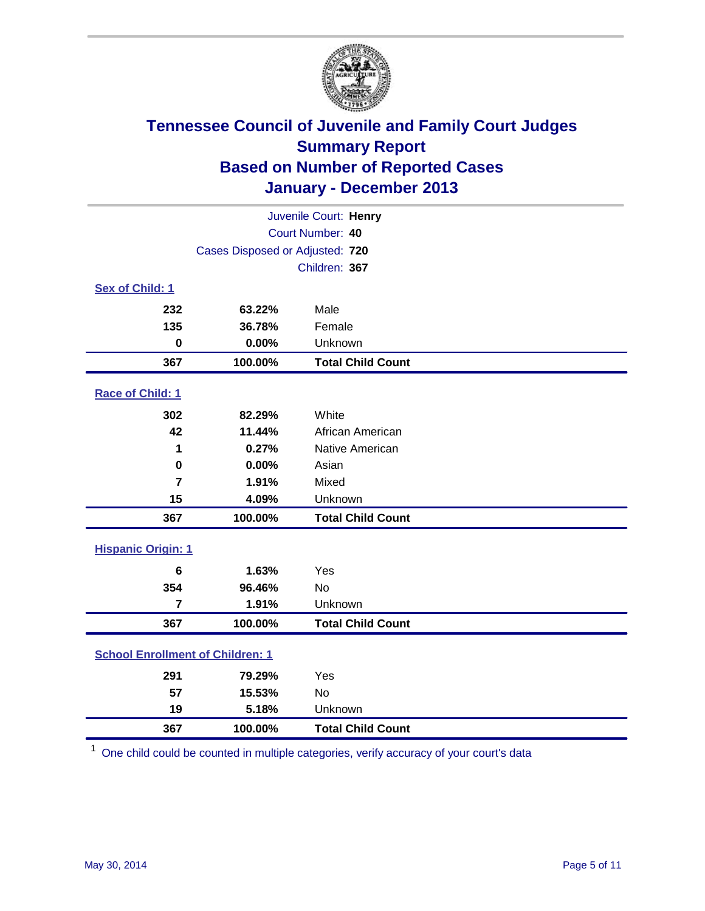# Tennessee Council of Juvenile and Family Court Judges
## Summary Report
## Based on Number of Reported Cases
## January - December 2013

Juvenile Court: **Henry**
Court Number: **40**
Cases Disposed or Adjusted: **720**
Children: **367**

### Sex of Child: 1

| Count | Percent | Category |
|---|---|---|
| 232 | 63.22% | Male |
| 135 | 36.78% | Female |
| 0 | 0.00% | Unknown |
| **367** | **100.00%** | **Total Child Count** |

### Race of Child: 1

| Count | Percent | Category |
|---|---|---|
| 302 | 82.29% | White |
| 42 | 11.44% | African American |
| 1 | 0.27% | Native American |
| 0 | 0.00% | Asian |
| 7 | 1.91% | Mixed |
| 15 | 4.09% | Unknown |
| **367** | **100.00%** | **Total Child Count** |

### Hispanic Origin: 1

| Count | Percent | Category |
|---|---|---|
| 6 | 1.63% | Yes |
| 354 | 96.46% | No |
| 7 | 1.91% | Unknown |
| **367** | **100.00%** | **Total Child Count** |

### School Enrollment of Children: 1

| Count | Percent | Category |
|---|---|---|
| 291 | 79.29% | Yes |
| 57 | 15.53% | No |
| 19 | 5.18% | Unknown |
| **367** | **100.00%** | **Total Child Count** |

[1] One child could be counted in multiple categories, verify accuracy of your court's data

May 30, 2014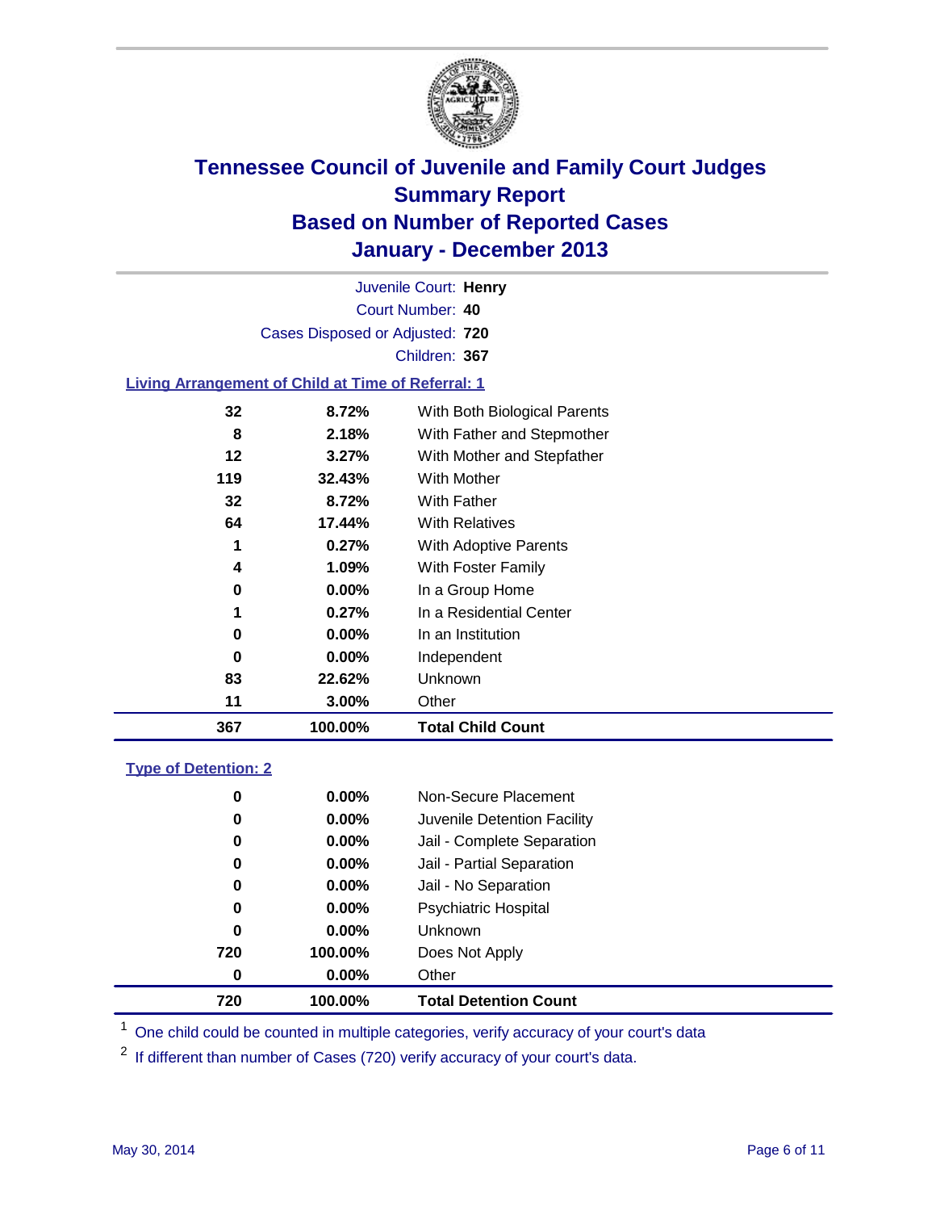# Tennessee Council of Juvenile and Family Court Judges
## Summary Report
## Based on Number of Reported Cases
## January - December 2013

Juvenile Court: **Henry**
Court Number: **40**
Cases Disposed or Adjusted: **720**
Children: **367**

### Living Arrangement of Child at Time of Referral: 1

| Count | Percent | Category |
|---|---|---|
| 32 | 8.72% | With Both Biological Parents |
| 8 | 2.18% | With Father and Stepmother |
| 12 | 3.27% | With Mother and Stepfather |
| 119 | 32.43% | With Mother |
| 32 | 8.72% | With Father |
| 64 | 17.44% | With Relatives |
| 1 | 0.27% | With Adoptive Parents |
| 4 | 1.09% | With Foster Family |
| 0 | 0.00% | In a Group Home |
| 1 | 0.27% | In a Residential Center |
| 0 | 0.00% | In an Institution |
| 0 | 0.00% | Independent |
| 83 | 22.62% | Unknown |
| 11 | 3.00% | Other |
| **367** | **100.00%** | **Total Child Count** |

### Type of Detention: 2

| Count | Percent | Category |
|---|---|---|
| 0 | 0.00% | Non-Secure Placement |
| 0 | 0.00% | Juvenile Detention Facility |
| 0 | 0.00% | Jail - Complete Separation |
| 0 | 0.00% | Jail - Partial Separation |
| 0 | 0.00% | Jail - No Separation |
| 0 | 0.00% | Psychiatric Hospital |
| 0 | 0.00% | Unknown |
| 720 | 100.00% | Does Not Apply |
| 0 | 0.00% | Other |
| **720** | **100.00%** | **Total Detention Count** |

[1] One child could be counted in multiple categories, verify accuracy of your court's data

[2] If different than number of Cases (720) verify accuracy of your court's data.

May 30, 2014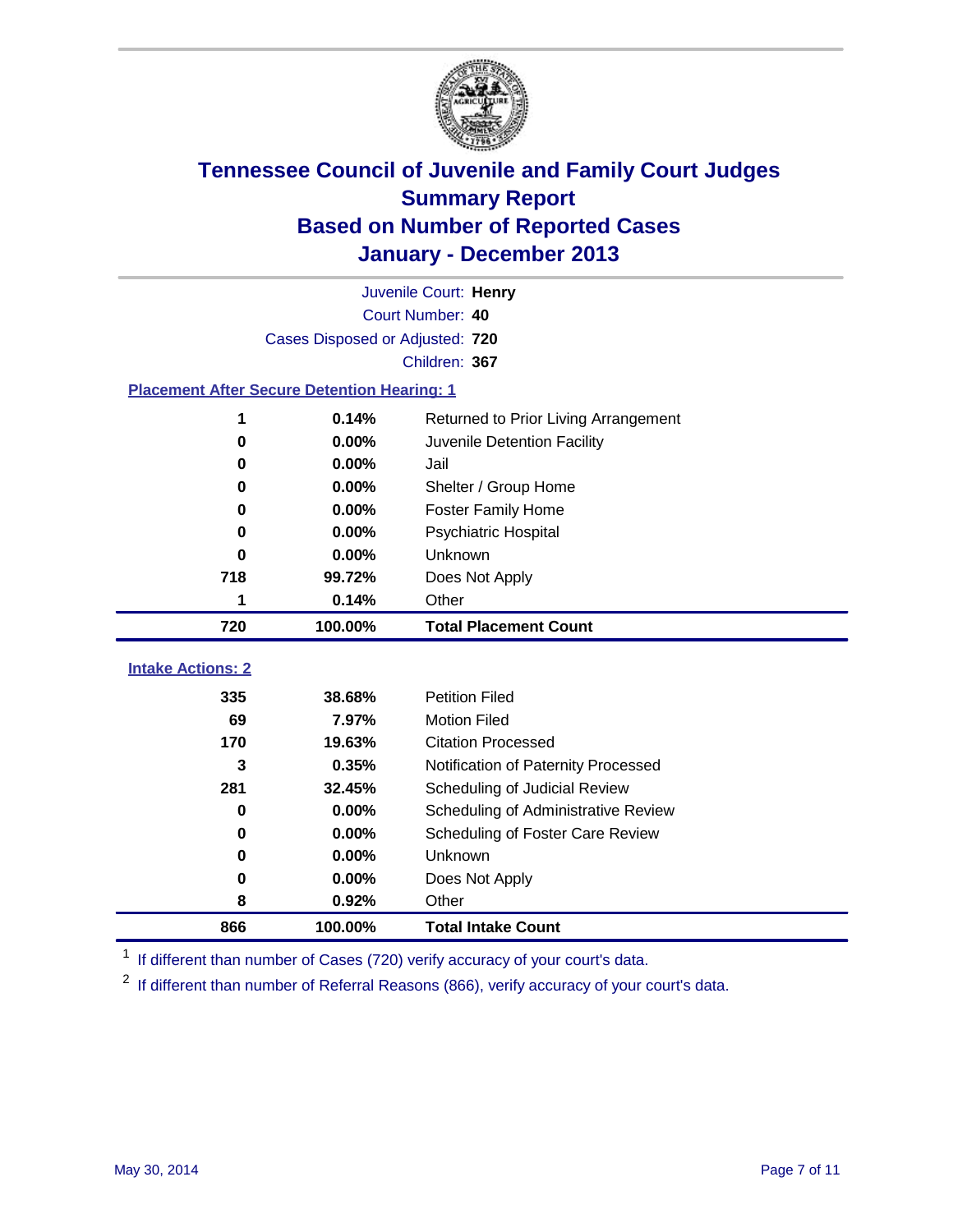# Tennessee Council of Juvenile and Family Court Judges
## Summary Report
## Based on Number of Reported Cases
## January - December 2013

Juvenile Court: **Henry**
Court Number: **40**
Cases Disposed or Adjusted: **720**
Children: **367**

### Placement After Secure Detention Hearing: 1

| Count | Percent | Placement |
|---|---|---|
| 1 | 0.14% | Returned to Prior Living Arrangement |
| 0 | 0.00% | Juvenile Detention Facility |
| 0 | 0.00% | Jail |
| 0 | 0.00% | Shelter / Group Home |
| 0 | 0.00% | Foster Family Home |
| 0 | 0.00% | Psychiatric Hospital |
| 0 | 0.00% | Unknown |
| 718 | 99.72% | Does Not Apply |
| 1 | 0.14% | Other |
| **720** | **100.00%** | **Total Placement Count** |

### Intake Actions: 2

| Count | Percent | Intake Action |
|---|---|---|
| 335 | 38.68% | Petition Filed |
| 69 | 7.97% | Motion Filed |
| 170 | 19.63% | Citation Processed |
| 3 | 0.35% | Notification of Paternity Processed |
| 281 | 32.45% | Scheduling of Judicial Review |
| 0 | 0.00% | Scheduling of Administrative Review |
| 0 | 0.00% | Scheduling of Foster Care Review |
| 0 | 0.00% | Unknown |
| 0 | 0.00% | Does Not Apply |
| 8 | 0.92% | Other |
| **866** | **100.00%** | **Total Intake Count** |

[1] If different than number of Cases (720) verify accuracy of your court's data.

[2] If different than number of Referral Reasons (866), verify accuracy of your court's data.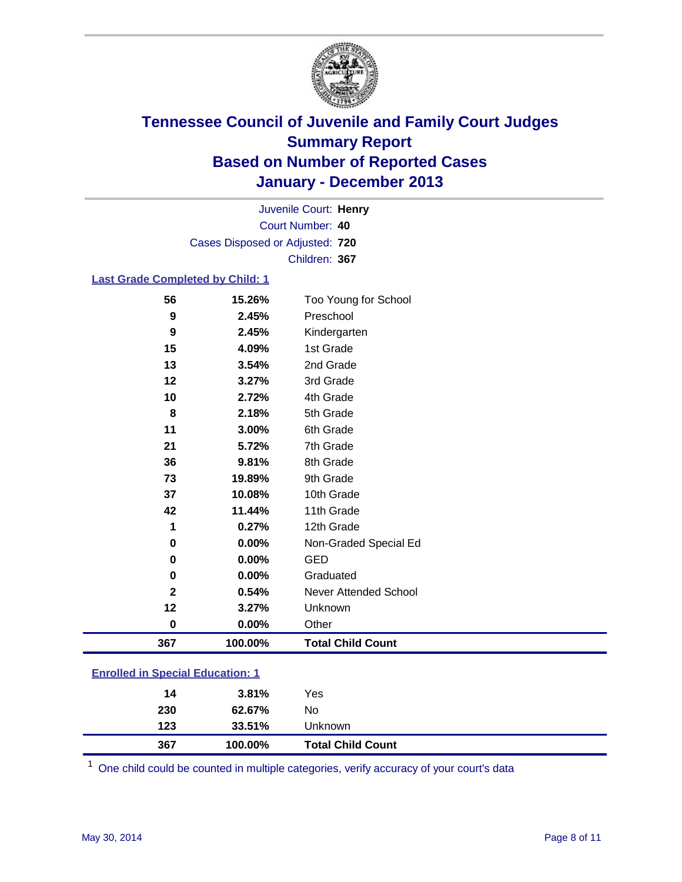# Tennessee Council of Juvenile and Family Court Judges
## Summary Report
## Based on Number of Reported Cases
## January - December 2013

Juvenile Court: **Henry**
Court Number: **40**
Cases Disposed or Adjusted: **720**
Children: **367**

### Last Grade Completed by Child: 1

| | | |
|---|---|---|
| 56 | 15.26% | Too Young for School |
| 9 | 2.45% | Preschool |
| 9 | 2.45% | Kindergarten |
| 15 | 4.09% | 1st Grade |
| 13 | 3.54% | 2nd Grade |
| 12 | 3.27% | 3rd Grade |
| 10 | 2.72% | 4th Grade |
| 8 | 2.18% | 5th Grade |
| 11 | 3.00% | 6th Grade |
| 21 | 5.72% | 7th Grade |
| 36 | 9.81% | 8th Grade |
| 73 | 19.89% | 9th Grade |
| 37 | 10.08% | 10th Grade |
| 42 | 11.44% | 11th Grade |
| 1 | 0.27% | 12th Grade |
| 0 | 0.00% | Non-Graded Special Ed |
| 0 | 0.00% | GED |
| 0 | 0.00% | Graduated |
| 2 | 0.54% | Never Attended School |
| 12 | 3.27% | Unknown |
| 0 | 0.00% | Other |
| **367** | **100.00%** | **Total Child Count** |

### Enrolled in Special Education: 1

| | | |
|---|---|---|
| 14 | 3.81% | Yes |
| 230 | 62.67% | No |
| 123 | 33.51% | Unknown |
| **367** | **100.00%** | **Total Child Count** |

[1] One child could be counted in multiple categories, verify accuracy of your court's data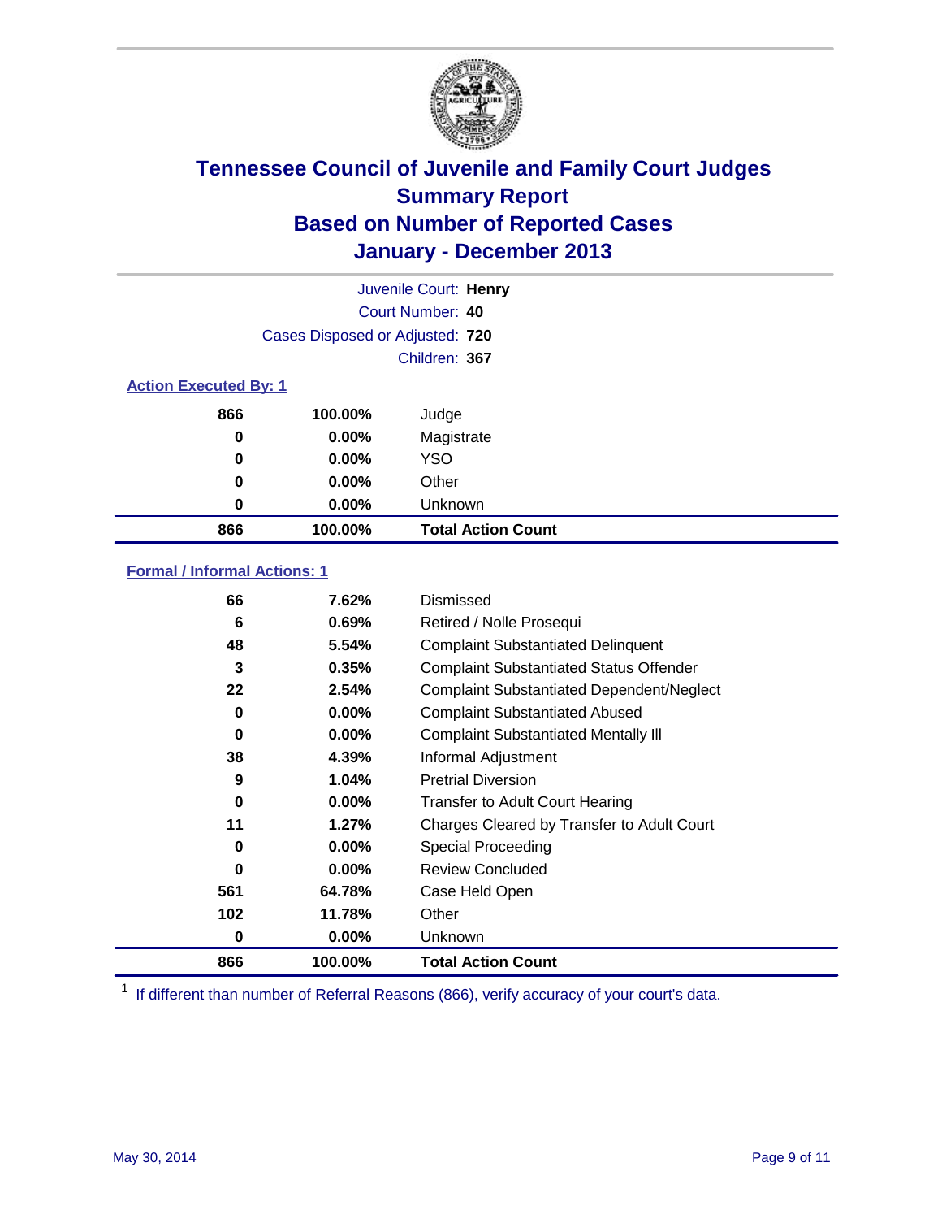# Tennessee Council of Juvenile and Family Court Judges
## Summary Report
## Based on Number of Reported Cases
## January - December 2013

Juvenile Court: **Henry**
Court Number: **40**
Cases Disposed or Adjusted: **720**
Children: **367**

### Action Executed By: 1

| Count | Percent | Action |
|---|---|---|
| 866 | 100.00% | Judge |
| 0 | 0.00% | Magistrate |
| 0 | 0.00% | YSO |
| 0 | 0.00% | Other |
| 0 | 0.00% | Unknown |
| **866** | **100.00%** | **Total Action Count** |

### Formal / Informal Actions: 1

| Count | Percent | Action |
|---|---|---|
| 66 | 7.62% | Dismissed |
| 6 | 0.69% | Retired / Nolle Prosequi |
| 48 | 5.54% | Complaint Substantiated Delinquent |
| 3 | 0.35% | Complaint Substantiated Status Offender |
| 22 | 2.54% | Complaint Substantiated Dependent/Neglect |
| 0 | 0.00% | Complaint Substantiated Abused |
| 0 | 0.00% | Complaint Substantiated Mentally Ill |
| 38 | 4.39% | Informal Adjustment |
| 9 | 1.04% | Pretrial Diversion |
| 0 | 0.00% | Transfer to Adult Court Hearing |
| 11 | 1.27% | Charges Cleared by Transfer to Adult Court |
| 0 | 0.00% | Special Proceeding |
| 0 | 0.00% | Review Concluded |
| 561 | 64.78% | Case Held Open |
| 102 | 11.78% | Other |
| 0 | 0.00% | Unknown |
| **866** | **100.00%** | **Total Action Count** |

[1] If different than number of Referral Reasons (866), verify accuracy of your court's data.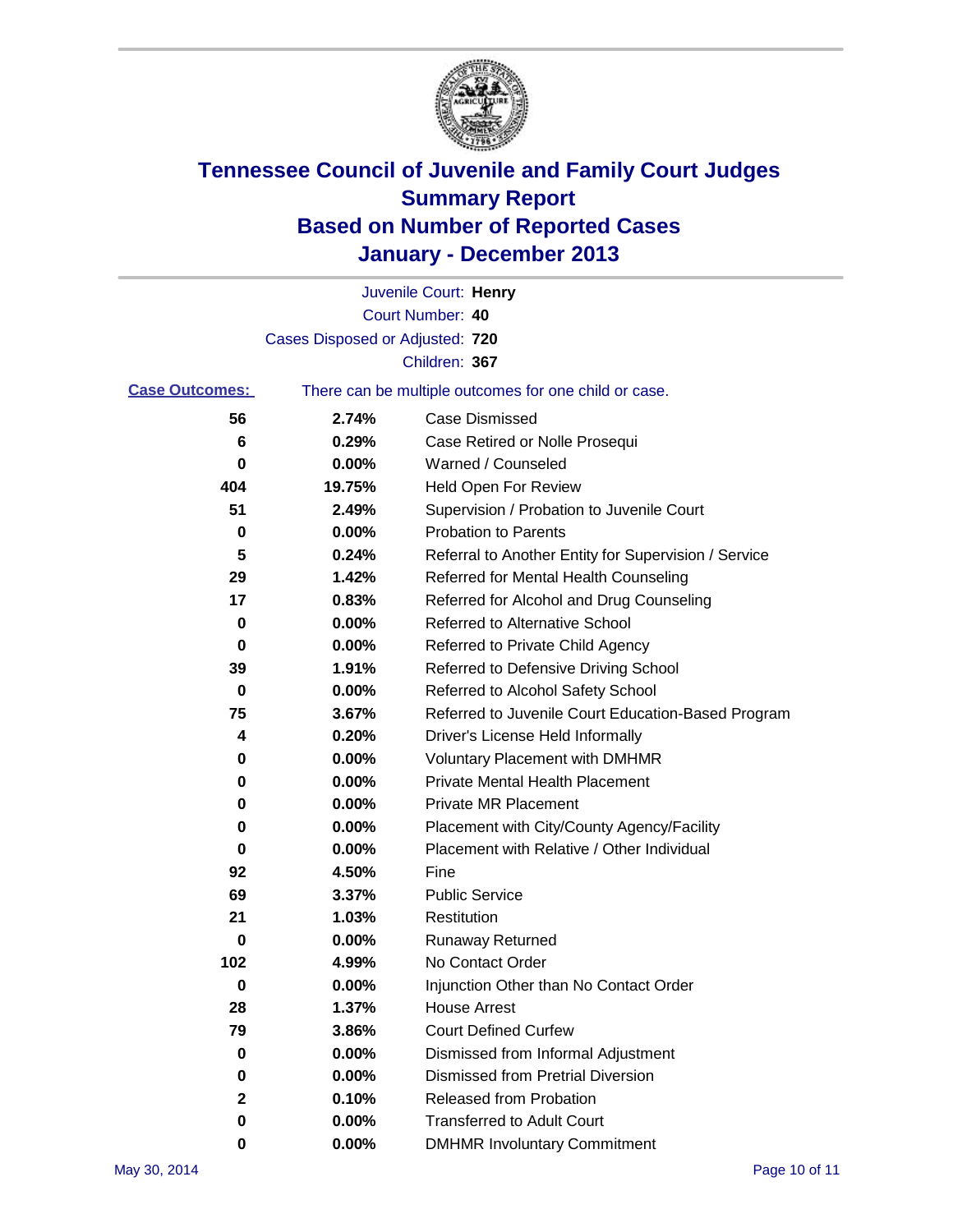# Tennessee Council of Juvenile and Family Court Judges
# Summary Report
# Based on Number of Reported Cases
# January - December 2013

Juvenile Court: **Henry**
Court Number: **40**
Cases Disposed or Adjusted: **720**
Children: **367**

**Case Outcomes:** There can be multiple outcomes for one child or case.

| | | |
|---|---|---|
| 56 | 2.74% | Case Dismissed |
| 6 | 0.29% | Case Retired or Nolle Prosequi |
| 0 | 0.00% | Warned / Counseled |
| 404 | 19.75% | Held Open For Review |
| 51 | 2.49% | Supervision / Probation to Juvenile Court |
| 0 | 0.00% | Probation to Parents |
| 5 | 0.24% | Referral to Another Entity for Supervision / Service |
| 29 | 1.42% | Referred for Mental Health Counseling |
| 17 | 0.83% | Referred for Alcohol and Drug Counseling |
| 0 | 0.00% | Referred to Alternative School |
| 0 | 0.00% | Referred to Private Child Agency |
| 39 | 1.91% | Referred to Defensive Driving School |
| 0 | 0.00% | Referred to Alcohol Safety School |
| 75 | 3.67% | Referred to Juvenile Court Education-Based Program |
| 4 | 0.20% | Driver's License Held Informally |
| 0 | 0.00% | Voluntary Placement with DMHMR |
| 0 | 0.00% | Private Mental Health Placement |
| 0 | 0.00% | Private MR Placement |
| 0 | 0.00% | Placement with City/County Agency/Facility |
| 0 | 0.00% | Placement with Relative / Other Individual |
| 92 | 4.50% | Fine |
| 69 | 3.37% | Public Service |
| 21 | 1.03% | Restitution |
| 0 | 0.00% | Runaway Returned |
| 102 | 4.99% | No Contact Order |
| 0 | 0.00% | Injunction Other than No Contact Order |
| 28 | 1.37% | House Arrest |
| 79 | 3.86% | Court Defined Curfew |
| 0 | 0.00% | Dismissed from Informal Adjustment |
| 0 | 0.00% | Dismissed from Pretrial Diversion |
| 2 | 0.10% | Released from Probation |
| 0 | 0.00% | Transferred to Adult Court |
| 0 | 0.00% | DMHMR Involuntary Commitment |

May 30, 2014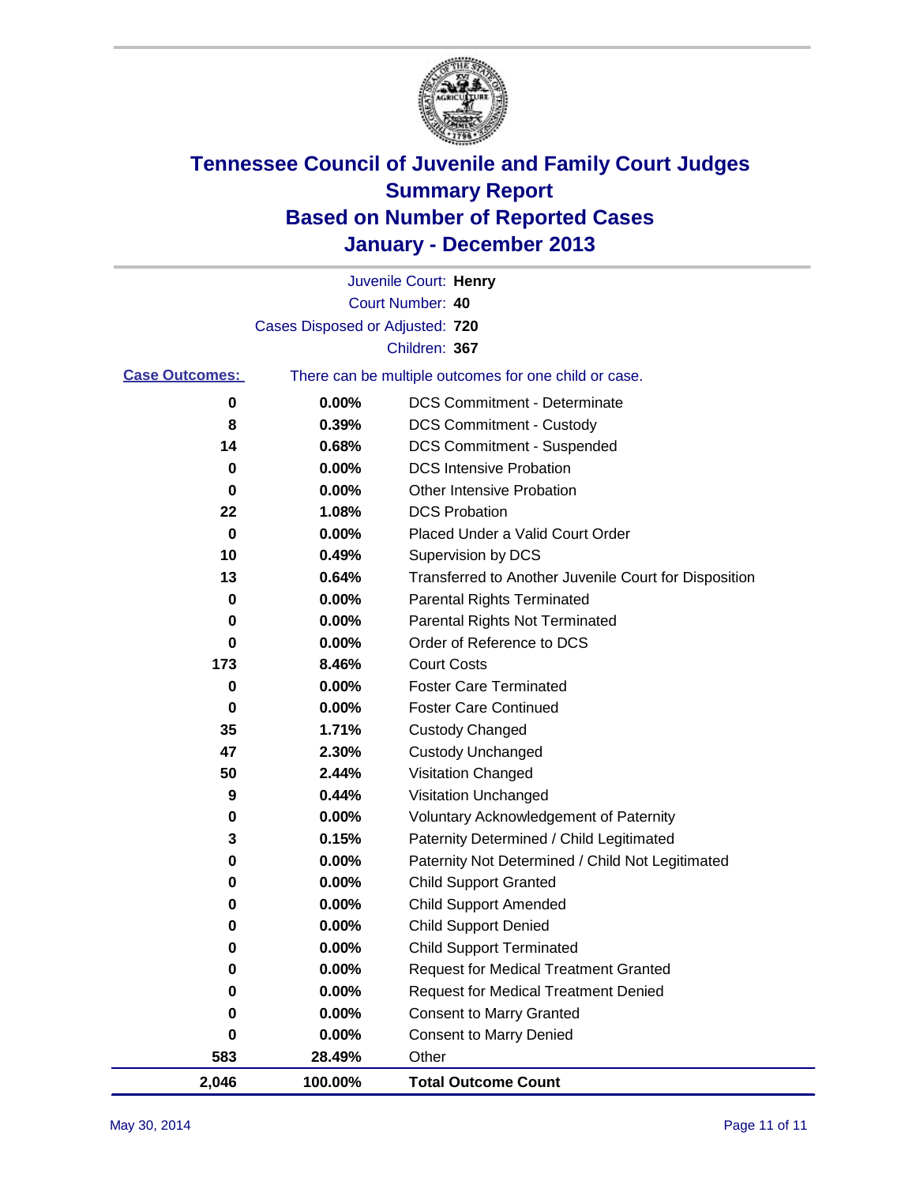# Tennessee Council of Juvenile and Family Court Judges
# Summary Report
# Based on Number of Reported Cases
# January - December 2013

Juvenile Court: **Henry**
Court Number: **40**
Cases Disposed or Adjusted: **720**
Children: **367**

**Case Outcomes:** There can be multiple outcomes for one child or case.

| | | |
|---|---|---|
| 0 | 0.00% | DCS Commitment - Determinate |
| 8 | 0.39% | DCS Commitment - Custody |
| 14 | 0.68% | DCS Commitment - Suspended |
| 0 | 0.00% | DCS Intensive Probation |
| 0 | 0.00% | Other Intensive Probation |
| 22 | 1.08% | DCS Probation |
| 0 | 0.00% | Placed Under a Valid Court Order |
| 10 | 0.49% | Supervision by DCS |
| 13 | 0.64% | Transferred to Another Juvenile Court for Disposition |
| 0 | 0.00% | Parental Rights Terminated |
| 0 | 0.00% | Parental Rights Not Terminated |
| 0 | 0.00% | Order of Reference to DCS |
| 173 | 8.46% | Court Costs |
| 0 | 0.00% | Foster Care Terminated |
| 0 | 0.00% | Foster Care Continued |
| 35 | 1.71% | Custody Changed |
| 47 | 2.30% | Custody Unchanged |
| 50 | 2.44% | Visitation Changed |
| 9 | 0.44% | Visitation Unchanged |
| 0 | 0.00% | Voluntary Acknowledgement of Paternity |
| 3 | 0.15% | Paternity Determined / Child Legitimated |
| 0 | 0.00% | Paternity Not Determined / Child Not Legitimated |
| 0 | 0.00% | Child Support Granted |
| 0 | 0.00% | Child Support Amended |
| 0 | 0.00% | Child Support Denied |
| 0 | 0.00% | Child Support Terminated |
| 0 | 0.00% | Request for Medical Treatment Granted |
| 0 | 0.00% | Request for Medical Treatment Denied |
| 0 | 0.00% | Consent to Marry Granted |
| 0 | 0.00% | Consent to Marry Denied |
| 583 | 28.49% | Other |
| **2,046** | **100.00%** | **Total Outcome Count** |

May 30, 2014